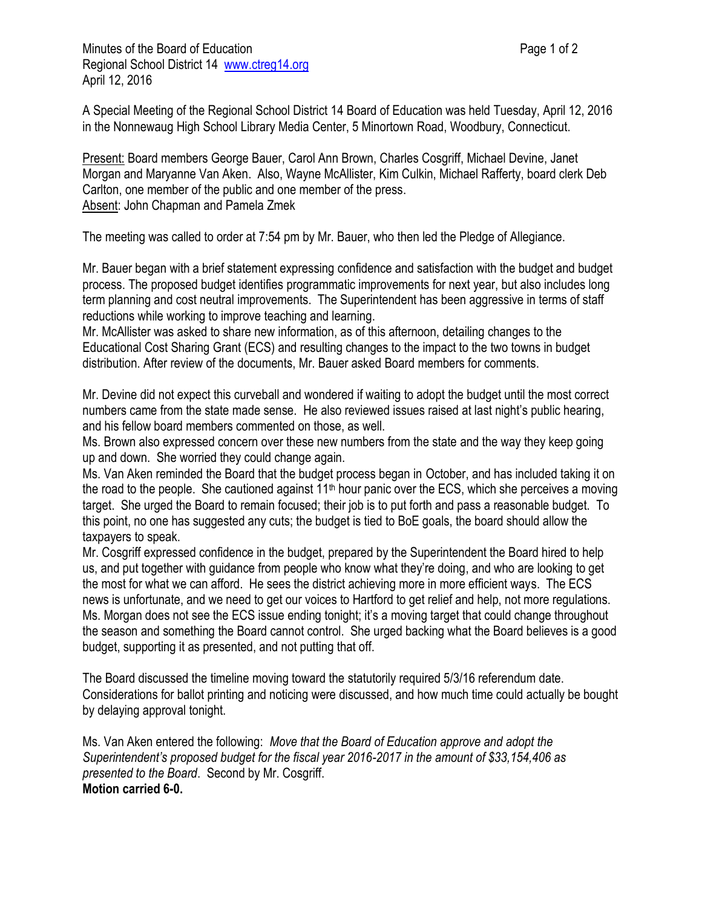Minutes of the Board of Education
Regional School District 14 www.ctreg14.org
April 12, 2016

A Special Meeting of the Regional School District 14 Board of Education was held Tuesday, April 12, 2016 in the Nonnewaug High School Library Media Center, 5 Minortown Road, Woodbury, Connecticut.

Present: Board members George Bauer, Carol Ann Brown, Charles Cosgriff, Michael Devine, Janet Morgan and Maryanne Van Aken. Also, Wayne McAllister, Kim Culkin, Michael Rafferty, board clerk Deb Carlton, one member of the public and one member of the press.
Absent: John Chapman and Pamela Zmek

The meeting was called to order at 7:54 pm by Mr. Bauer, who then led the Pledge of Allegiance.

Mr. Bauer began with a brief statement expressing confidence and satisfaction with the budget and budget process. The proposed budget identifies programmatic improvements for next year, but also includes long term planning and cost neutral improvements. The Superintendent has been aggressive in terms of staff reductions while working to improve teaching and learning.
Mr. McAllister was asked to share new information, as of this afternoon, detailing changes to the Educational Cost Sharing Grant (ECS) and resulting changes to the impact to the two towns in budget distribution. After review of the documents, Mr. Bauer asked Board members for comments.

Mr. Devine did not expect this curveball and wondered if waiting to adopt the budget until the most correct numbers came from the state made sense. He also reviewed issues raised at last night's public hearing, and his fellow board members commented on those, as well.
Ms. Brown also expressed concern over these new numbers from the state and the way they keep going up and down. She worried they could change again.
Ms. Van Aken reminded the Board that the budget process began in October, and has included taking it on the road to the people. She cautioned against 11th hour panic over the ECS, which she perceives a moving target. She urged the Board to remain focused; their job is to put forth and pass a reasonable budget. To this point, no one has suggested any cuts; the budget is tied to BoE goals, the board should allow the taxpayers to speak.
Mr. Cosgriff expressed confidence in the budget, prepared by the Superintendent the Board hired to help us, and put together with guidance from people who know what they're doing, and who are looking to get the most for what we can afford. He sees the district achieving more in more efficient ways. The ECS news is unfortunate, and we need to get our voices to Hartford to get relief and help, not more regulations.
Ms. Morgan does not see the ECS issue ending tonight; it's a moving target that could change throughout the season and something the Board cannot control. She urged backing what the Board believes is a good budget, supporting it as presented, and not putting that off.

The Board discussed the timeline moving toward the statutorily required 5/3/16 referendum date. Considerations for ballot printing and noticing were discussed, and how much time could actually be bought by delaying approval tonight.

Ms. Van Aken entered the following: *Move that the Board of Education approve and adopt the Superintendent's proposed budget for the fiscal year 2016-2017 in the amount of $33,154,406 as presented to the Board*. Second by Mr. Cosgriff.
**Motion carried 6-0.**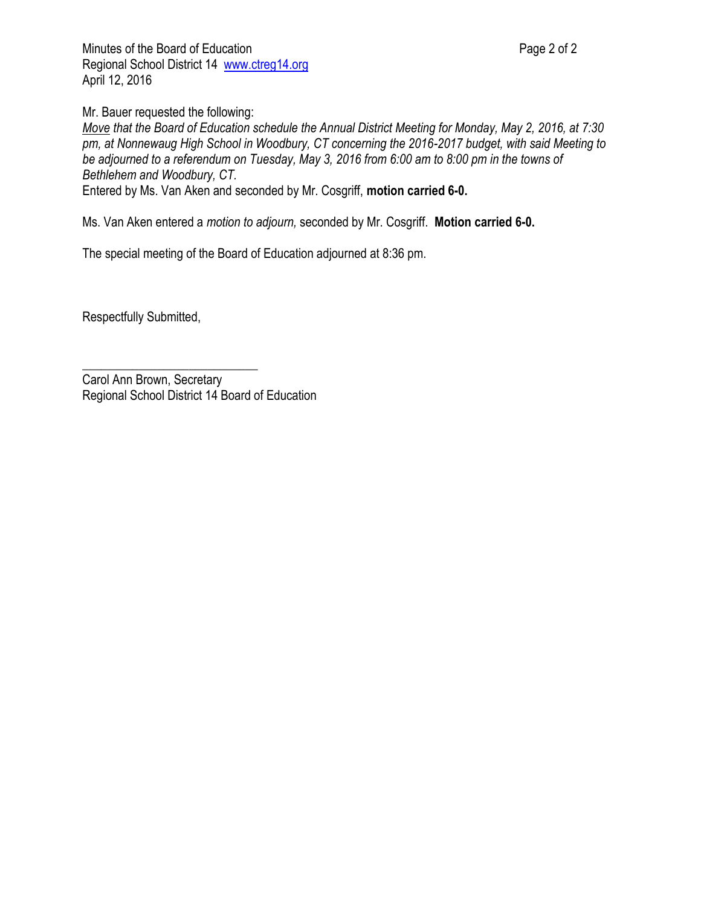Mr. Bauer requested the following:

*Move that the Board of Education schedule the Annual District Meeting for Monday, May 2, 2016, at 7:30 pm, at Nonnewaug High School in Woodbury, CT concerning the 2016-2017 budget, with said Meeting to be adjourned to a referendum on Tuesday, May 3, 2016 from 6:00 am to 8:00 pm in the towns of Bethlehem and Woodbury, CT.*

Entered by Ms. Van Aken and seconded by Mr. Cosgriff, **motion carried 6-0.**

Ms. Van Aken entered a *motion to adjourn,* seconded by Mr. Cosgriff. **Motion carried 6-0.**

The special meeting of the Board of Education adjourned at 8:36 pm.

Respectfully Submitted,

\_\_\_\_\_\_\_\_\_\_\_\_\_\_\_\_\_\_\_\_\_\_\_\_\_\_\_\_

Carol Ann Brown, Secretary
Regional School District 14 Board of Education